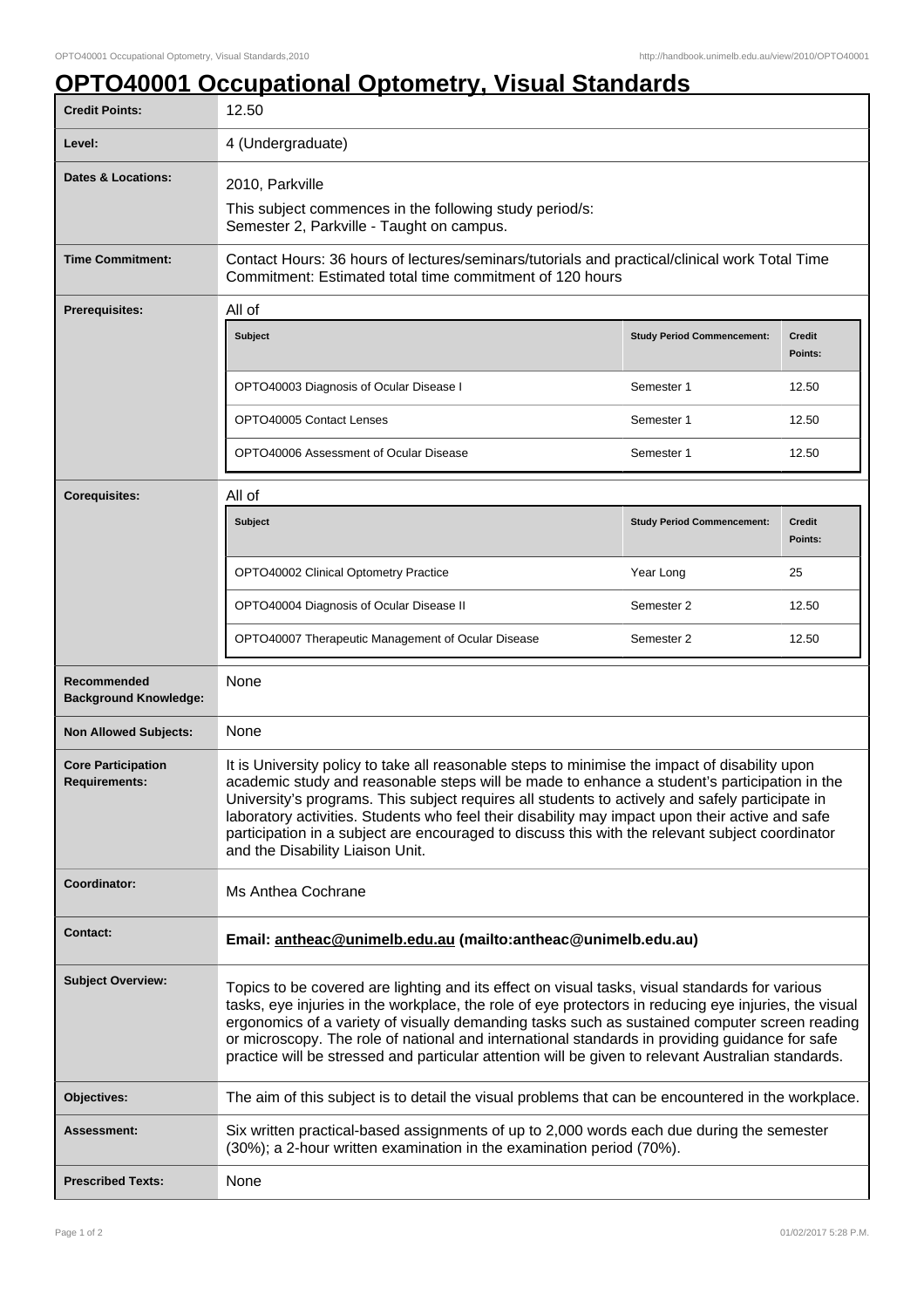# OPTO40001 Occupational Optometry, Visual Standards

| | |
|---|---|
| **Credit Points:** | 12.50 |
| **Level:** | 4 (Undergraduate) |
| **Dates & Locations:** | 2010, Parkville<br>This subject commences in the following study period/s:<br>Semester 2, Parkville - Taught on campus. |
| **Time Commitment:** | Contact Hours: 36 hours of lectures/seminars/tutorials and practical/clinical work Total Time Commitment: Estimated total time commitment of 120 hours |
| **Prerequisites:** | All of<br><br>**Subject** / **Study Period Commencement** / **Credit Points**<br>OPTO40003 Diagnosis of Ocular Disease I / Semester 1 / 12.50<br>OPTO40005 Contact Lenses / Semester 1 / 12.50<br>OPTO40006 Assessment of Ocular Disease / Semester 1 / 12.50 |
| **Corequisites:** | All of<br><br>**Subject** / **Study Period Commencement** / **Credit Points**<br>OPTO40002 Clinical Optometry Practice / Year Long / 25<br>OPTO40004 Diagnosis of Ocular Disease II / Semester 2 / 12.50<br>OPTO40007 Therapeutic Management of Ocular Disease / Semester 2 / 12.50 |
| **Recommended Background Knowledge:** | None |
| **Non Allowed Subjects:** | None |
| **Core Participation Requirements:** | It is University policy to take all reasonable steps to minimise the impact of disability upon academic study and reasonable steps will be made to enhance a student's participation in the University's programs. This subject requires all students to actively and safely participate in laboratory activities. Students who feel their disability may impact upon their active and safe participation in a subject are encouraged to discuss this with the relevant subject coordinator and the Disability Liaison Unit. |
| **Coordinator:** | Ms Anthea Cochrane |
| **Contact:** | **Email: antheac@unimelb.edu.au (mailto:antheac@unimelb.edu.au)** |
| **Subject Overview:** | Topics to be covered are lighting and its effect on visual tasks, visual standards for various tasks, eye injuries in the workplace, the role of eye protectors in reducing eye injuries, the visual ergonomics of a variety of visually demanding tasks such as sustained computer screen reading or microscopy. The role of national and international standards in providing guidance for safe practice will be stressed and particular attention will be given to relevant Australian standards. |
| **Objectives:** | The aim of this subject is to detail the visual problems that can be encountered in the workplace. |
| **Assessment:** | Six written practical-based assignments of up to 2,000 words each due during the semester (30%); a 2-hour written examination in the examination period (70%). |
| **Prescribed Texts:** | None |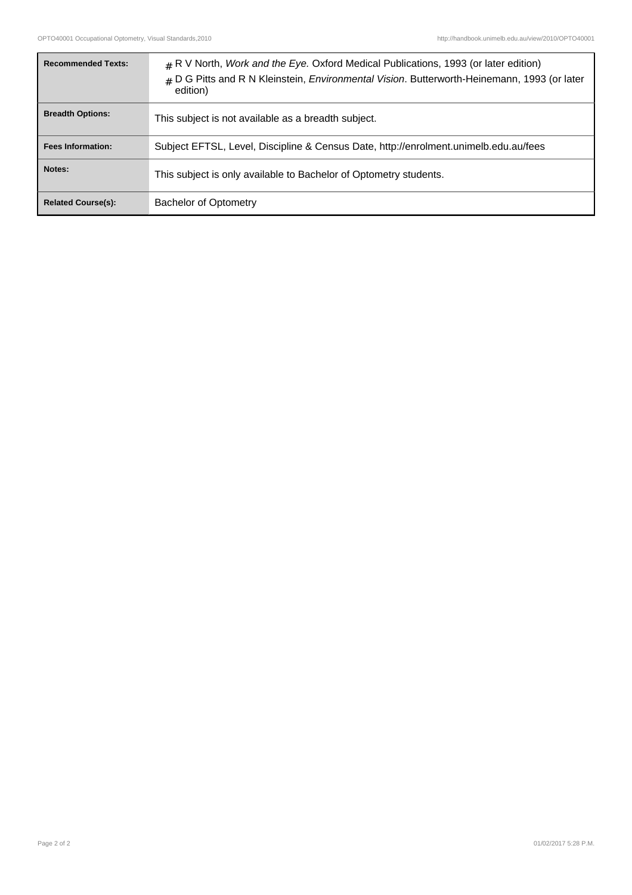| | |
|---|---|
| **Recommended Texts:** | # R V North, *Work and the Eye.* Oxford Medical Publications, 1993 (or later edition)<br># D G Pitts and R N Kleinstein, *Environmental Vision*. Butterworth-Heinemann, 1993 (or later edition) |
| **Breadth Options:** | This subject is not available as a breadth subject. |
| **Fees Information:** | Subject EFTSL, Level, Discipline & Census Date, http://enrolment.unimelb.edu.au/fees |
| **Notes:** | This subject is only available to Bachelor of Optometry students. |
| **Related Course(s):** | Bachelor of Optometry |